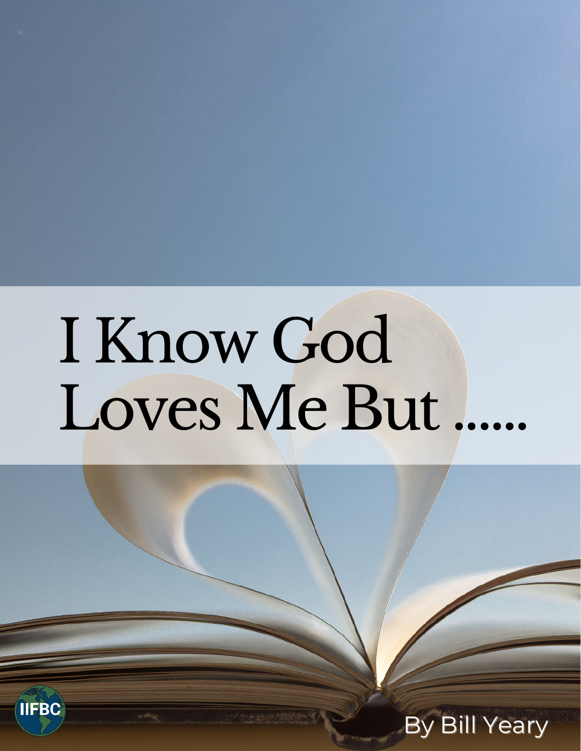# I Know God Loves Me But ......

IIFBC

By Bill Yeary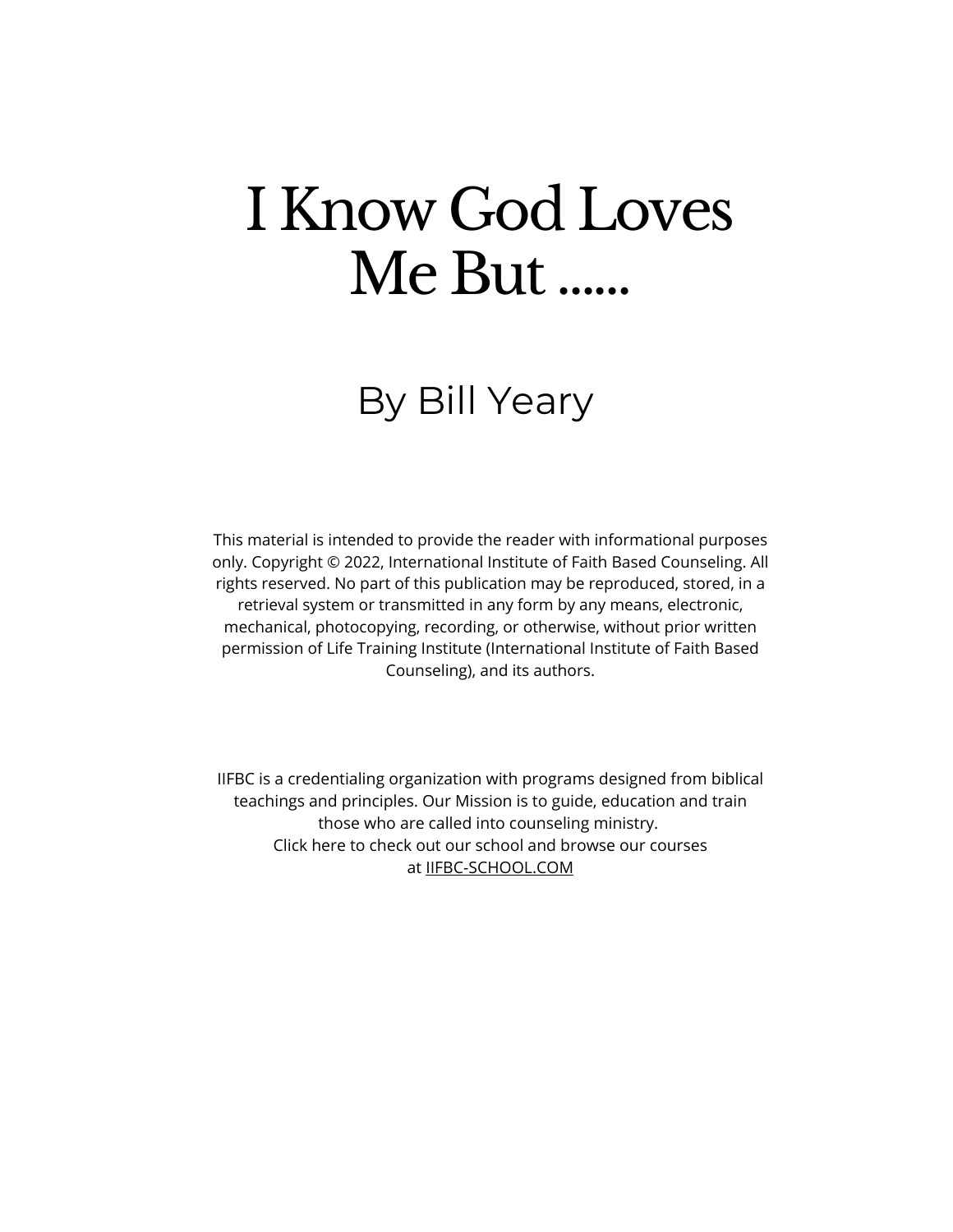# I Know God Loves Me But ......

## By Bill Yeary

This material is intended to provide the reader with informational purposes only. Copyright © 2022, International Institute of Faith Based Counseling. All rights reserved. No part of this publication may be reproduced, stored, in a retrieval system or transmitted in any form by any means, electronic, mechanical, photocopying, recording, or otherwise, without prior written permission of Life Training Institute (International Institute of Faith Based Counseling), and its authors.

IIFBC is a credentialing organization with programs designed from biblical teachings and principles. Our Mission is to guide, education and train those who are called into counseling ministry.
Click here to check out our school and browse our courses at IIFBC-SCHOOL.COM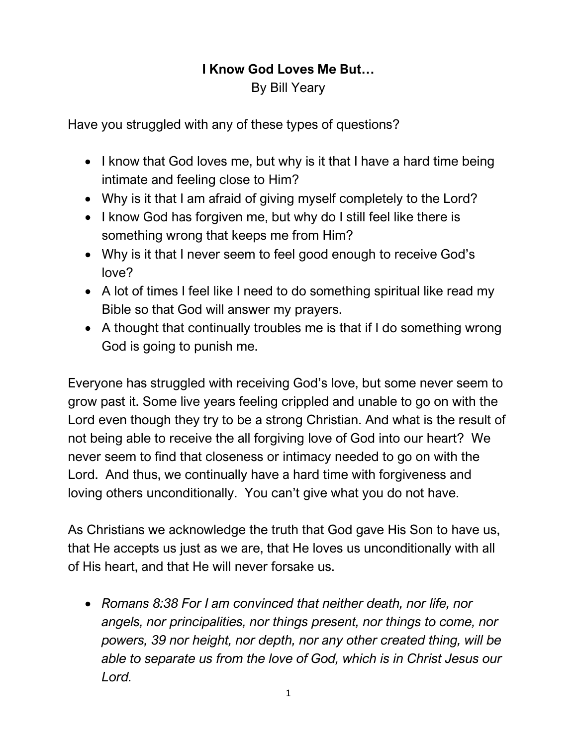**I Know God Loves Me But…**

By Bill Yeary

Have you struggled with any of these types of questions?

- I know that God loves me, but why is it that I have a hard time being intimate and feeling close to Him?
- Why is it that I am afraid of giving myself completely to the Lord?
- I know God has forgiven me, but why do I still feel like there is something wrong that keeps me from Him?
- Why is it that I never seem to feel good enough to receive God's love?
- A lot of times I feel like I need to do something spiritual like read my Bible so that God will answer my prayers.
- A thought that continually troubles me is that if I do something wrong God is going to punish me.

Everyone has struggled with receiving God's love, but some never seem to grow past it. Some live years feeling crippled and unable to go on with the Lord even though they try to be a strong Christian. And what is the result of not being able to receive the all forgiving love of God into our heart? We never seem to find that closeness or intimacy needed to go on with the Lord. And thus, we continually have a hard time with forgiveness and loving others unconditionally. You can't give what you do not have.

As Christians we acknowledge the truth that God gave His Son to have us, that He accepts us just as we are, that He loves us unconditionally with all of His heart, and that He will never forsake us.

- *Romans 8:38 For I am convinced that neither death, nor life, nor angels, nor principalities, nor things present, nor things to come, nor powers, 39 nor height, nor depth, nor any other created thing, will be able to separate us from the love of God, which is in Christ Jesus our Lord.*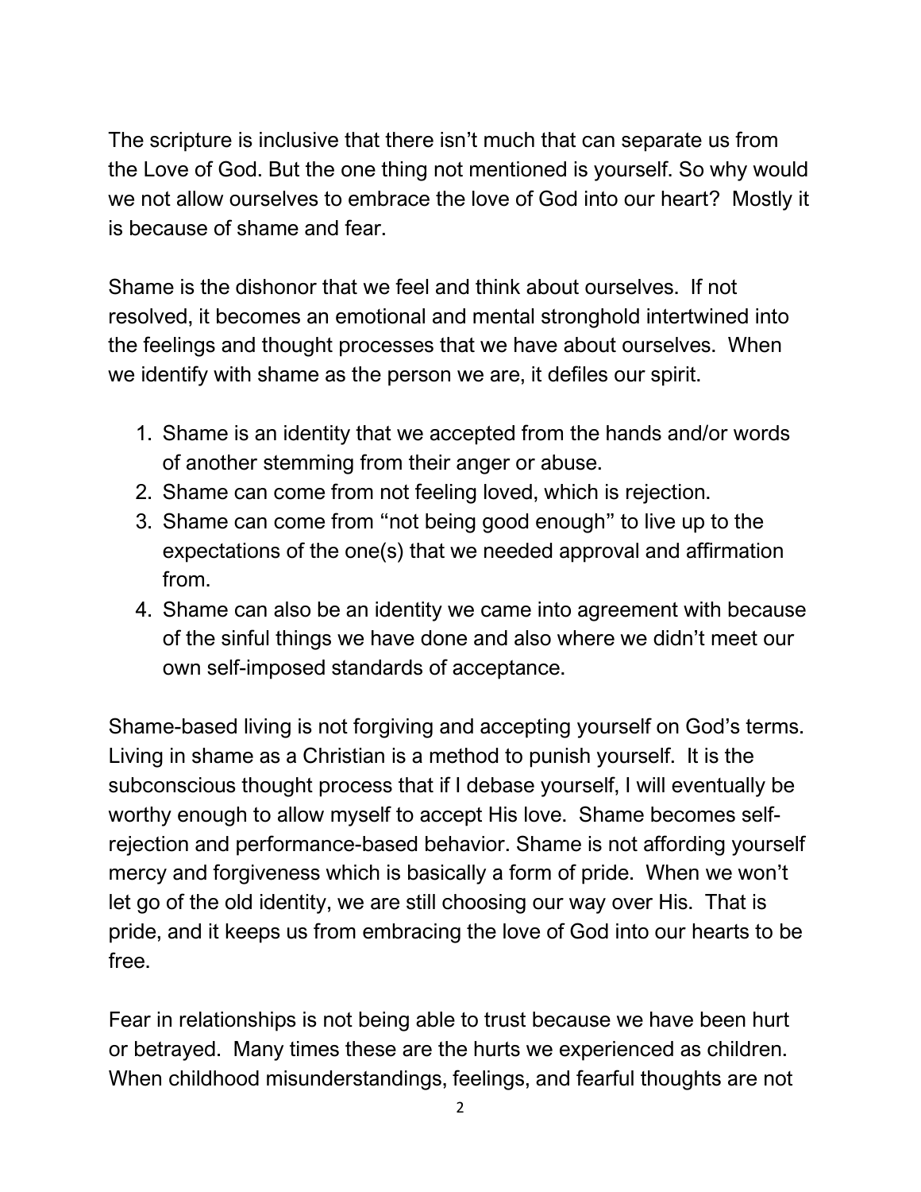The scripture is inclusive that there isn't much that can separate us from the Love of God. But the one thing not mentioned is yourself. So why would we not allow ourselves to embrace the love of God into our heart? Mostly it is because of shame and fear.

Shame is the dishonor that we feel and think about ourselves. If not resolved, it becomes an emotional and mental stronghold intertwined into the feelings and thought processes that we have about ourselves. When we identify with shame as the person we are, it defiles our spirit.

1. Shame is an identity that we accepted from the hands and/or words of another stemming from their anger or abuse.
2. Shame can come from not feeling loved, which is rejection.
3. Shame can come from "not being good enough" to live up to the expectations of the one(s) that we needed approval and affirmation from.
4. Shame can also be an identity we came into agreement with because of the sinful things we have done and also where we didn't meet our own self-imposed standards of acceptance.

Shame-based living is not forgiving and accepting yourself on God's terms. Living in shame as a Christian is a method to punish yourself. It is the subconscious thought process that if I debase yourself, I will eventually be worthy enough to allow myself to accept His love. Shame becomes self-rejection and performance-based behavior. Shame is not affording yourself mercy and forgiveness which is basically a form of pride. When we won't let go of the old identity, we are still choosing our way over His. That is pride, and it keeps us from embracing the love of God into our hearts to be free.

Fear in relationships is not being able to trust because we have been hurt or betrayed. Many times these are the hurts we experienced as children. When childhood misunderstandings, feelings, and fearful thoughts are not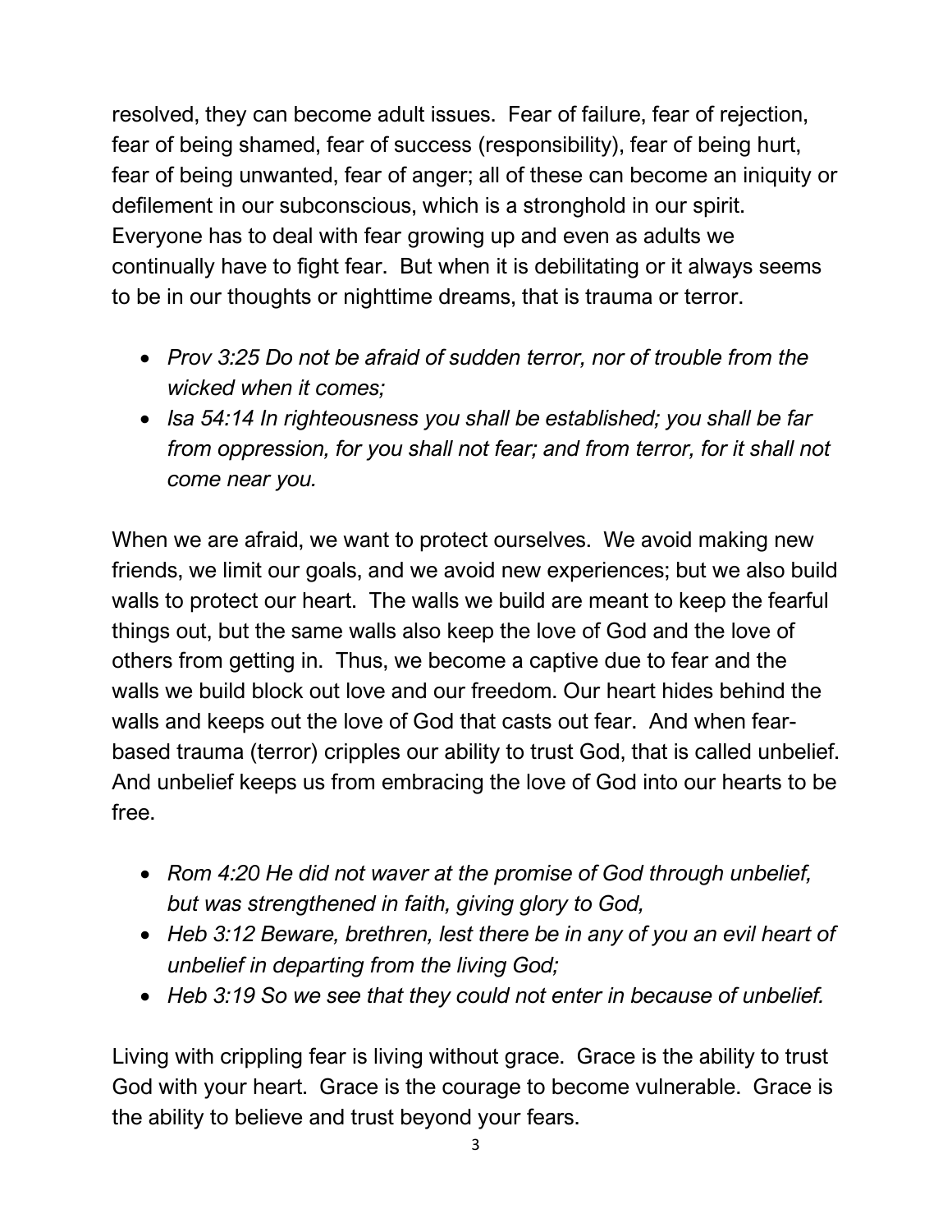resolved, they can become adult issues. Fear of failure, fear of rejection, fear of being shamed, fear of success (responsibility), fear of being hurt, fear of being unwanted, fear of anger; all of these can become an iniquity or defilement in our subconscious, which is a stronghold in our spirit. Everyone has to deal with fear growing up and even as adults we continually have to fight fear. But when it is debilitating or it always seems to be in our thoughts or nighttime dreams, that is trauma or terror.

- *Prov 3:25 Do not be afraid of sudden terror, nor of trouble from the wicked when it comes;*
- *Isa 54:14 In righteousness you shall be established; you shall be far from oppression, for you shall not fear; and from terror, for it shall not come near you.*

When we are afraid, we want to protect ourselves. We avoid making new friends, we limit our goals, and we avoid new experiences; but we also build walls to protect our heart. The walls we build are meant to keep the fearful things out, but the same walls also keep the love of God and the love of others from getting in. Thus, we become a captive due to fear and the walls we build block out love and our freedom. Our heart hides behind the walls and keeps out the love of God that casts out fear. And when fear-based trauma (terror) cripples our ability to trust God, that is called unbelief. And unbelief keeps us from embracing the love of God into our hearts to be free.

- *Rom 4:20 He did not waver at the promise of God through unbelief, but was strengthened in faith, giving glory to God,*
- *Heb 3:12 Beware, brethren, lest there be in any of you an evil heart of unbelief in departing from the living God;*
- *Heb 3:19 So we see that they could not enter in because of unbelief.*

Living with crippling fear is living without grace. Grace is the ability to trust God with your heart. Grace is the courage to become vulnerable. Grace is the ability to believe and trust beyond your fears.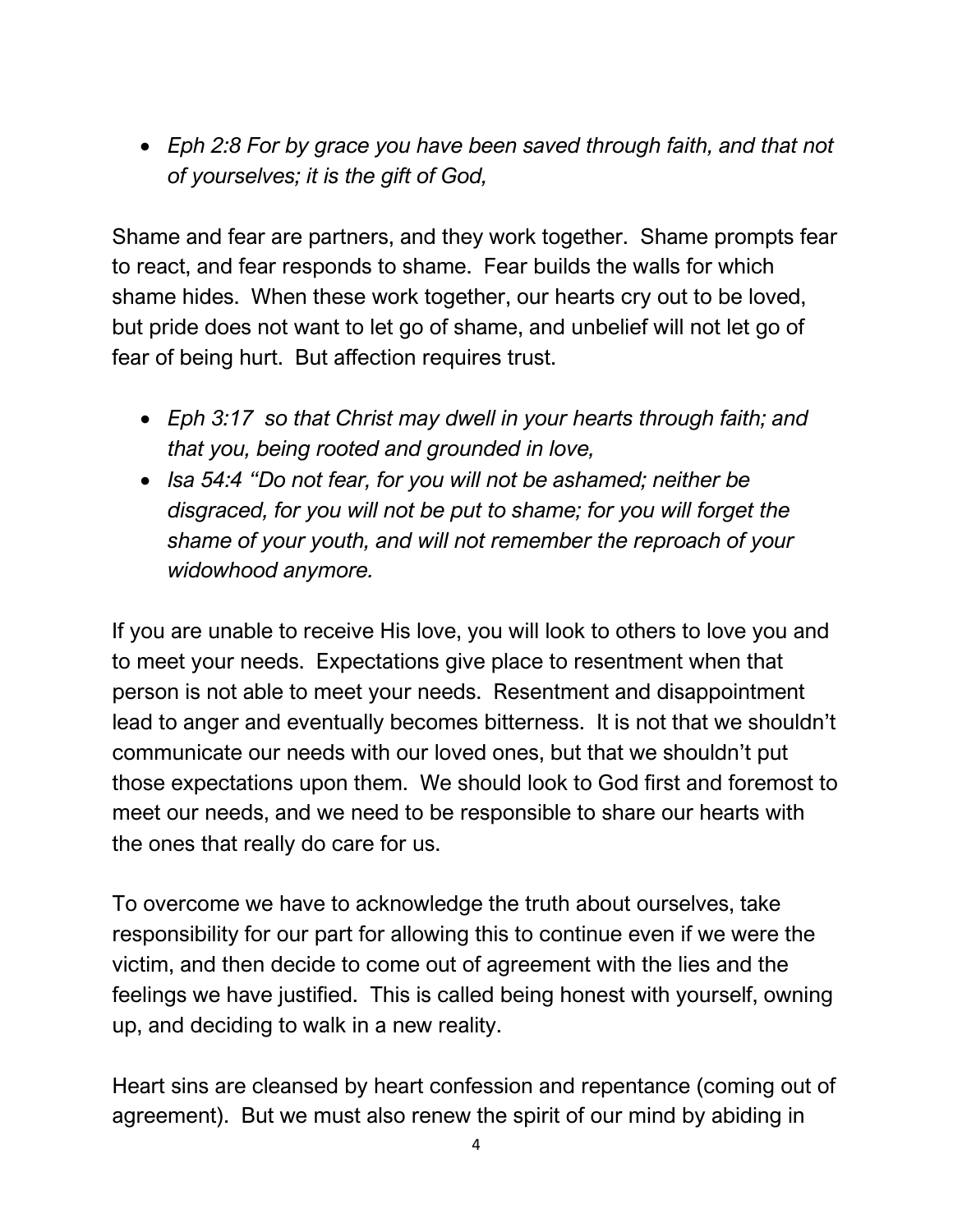- *Eph 2:8 For by grace you have been saved through faith, and that not of yourselves; it is the gift of God,*

Shame and fear are partners, and they work together. Shame prompts fear to react, and fear responds to shame. Fear builds the walls for which shame hides. When these work together, our hearts cry out to be loved, but pride does not want to let go of shame, and unbelief will not let go of fear of being hurt. But affection requires trust.

- *Eph 3:17 so that Christ may dwell in your hearts through faith; and that you, being rooted and grounded in love,*
- *Isa 54:4 "Do not fear, for you will not be ashamed; neither be disgraced, for you will not be put to shame; for you will forget the shame of your youth, and will not remember the reproach of your widowhood anymore.*

If you are unable to receive His love, you will look to others to love you and to meet your needs. Expectations give place to resentment when that person is not able to meet your needs. Resentment and disappointment lead to anger and eventually becomes bitterness. It is not that we shouldn't communicate our needs with our loved ones, but that we shouldn't put those expectations upon them. We should look to God first and foremost to meet our needs, and we need to be responsible to share our hearts with the ones that really do care for us.

To overcome we have to acknowledge the truth about ourselves, take responsibility for our part for allowing this to continue even if we were the victim, and then decide to come out of agreement with the lies and the feelings we have justified. This is called being honest with yourself, owning up, and deciding to walk in a new reality.

Heart sins are cleansed by heart confession and repentance (coming out of agreement). But we must also renew the spirit of our mind by abiding in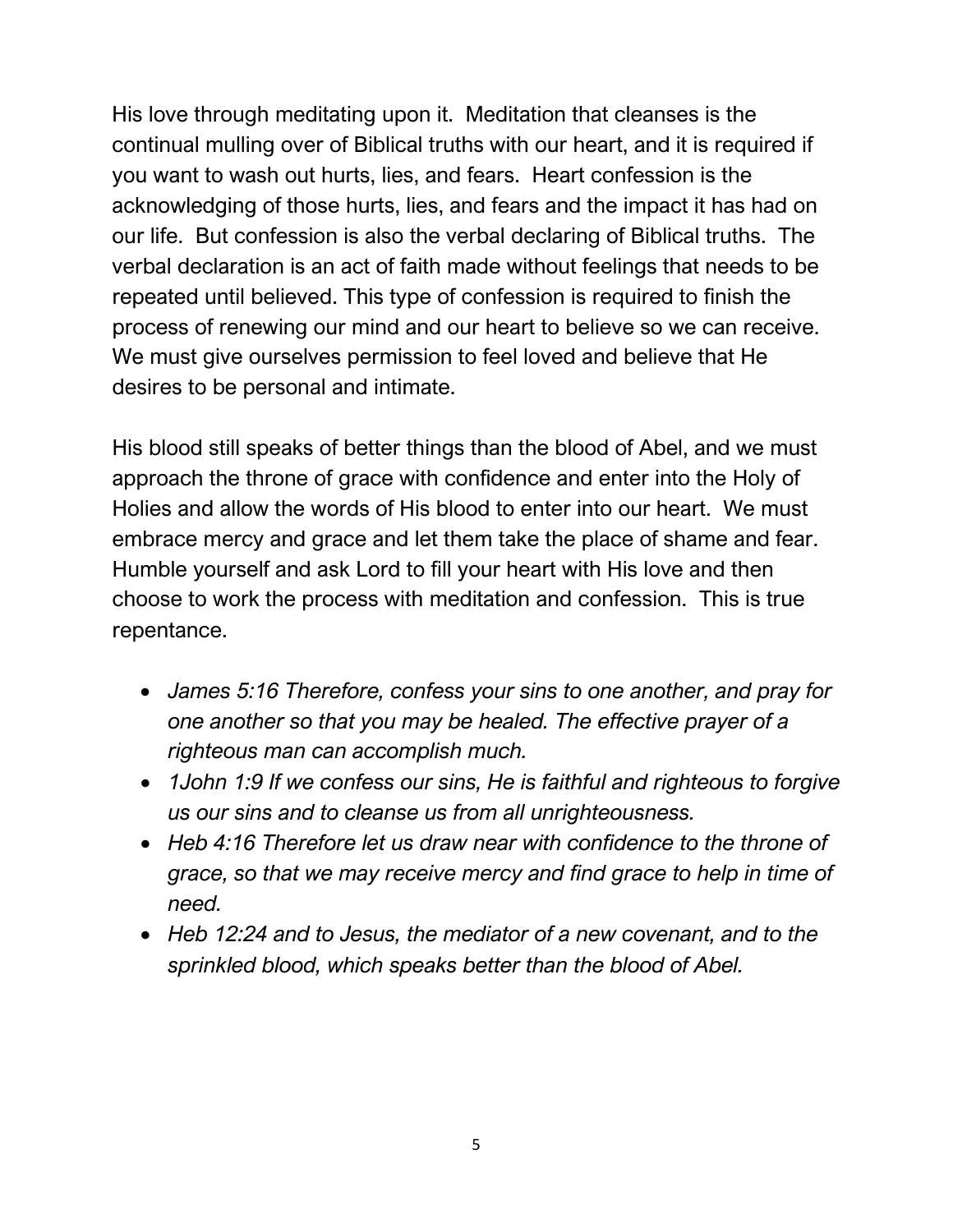His love through meditating upon it. Meditation that cleanses is the continual mulling over of Biblical truths with our heart, and it is required if you want to wash out hurts, lies, and fears. Heart confession is the acknowledging of those hurts, lies, and fears and the impact it has had on our life. But confession is also the verbal declaring of Biblical truths. The verbal declaration is an act of faith made without feelings that needs to be repeated until believed. This type of confession is required to finish the process of renewing our mind and our heart to believe so we can receive. We must give ourselves permission to feel loved and believe that He desires to be personal and intimate.

His blood still speaks of better things than the blood of Abel, and we must approach the throne of grace with confidence and enter into the Holy of Holies and allow the words of His blood to enter into our heart. We must embrace mercy and grace and let them take the place of shame and fear. Humble yourself and ask Lord to fill your heart with His love and then choose to work the process with meditation and confession. This is true repentance.

- *James 5:16 Therefore, confess your sins to one another, and pray for one another so that you may be healed. The effective prayer of a righteous man can accomplish much.*
- *1John 1:9 If we confess our sins, He is faithful and righteous to forgive us our sins and to cleanse us from all unrighteousness.*
- *Heb 4:16 Therefore let us draw near with confidence to the throne of grace, so that we may receive mercy and find grace to help in time of need.*
- *Heb 12:24 and to Jesus, the mediator of a new covenant, and to the sprinkled blood, which speaks better than the blood of Abel.*